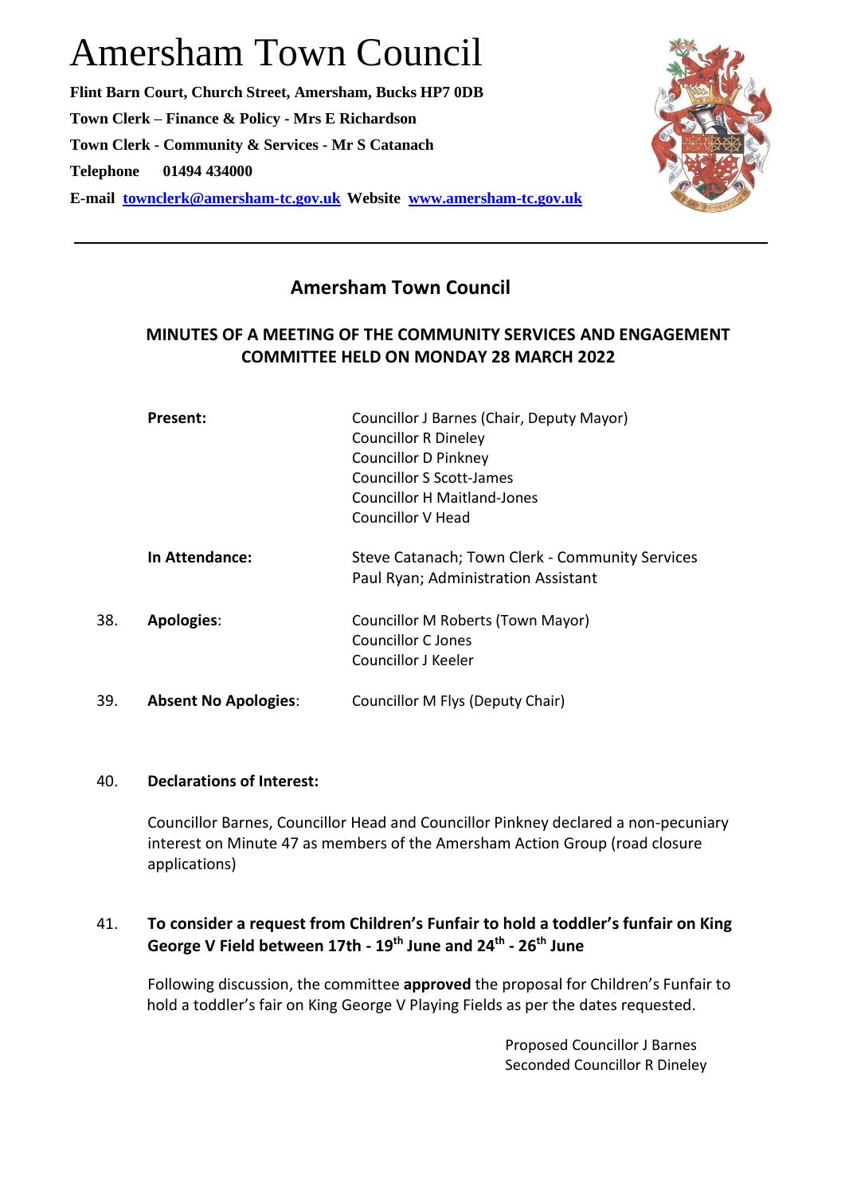# Amersham Town Council

**Flint Barn Court, Church Street, Amersham, Bucks HP7 0DB**
**Town Clerk – Finance & Policy - Mrs E Richardson**
**Town Clerk - Community & Services - Mr S Catanach**
**Telephone 01494 434000**
**E-mail townclerk@amersham-tc.gov.uk Website www.amersham-tc.gov.uk**

---

## Amersham Town Council

### MINUTES OF A MEETING OF THE COMMUNITY SERVICES AND ENGAGEMENT COMMITTEE HELD ON MONDAY 28 MARCH 2022

**Present:**
Councillor J Barnes (Chair, Deputy Mayor)
Councillor R Dineley
Councillor D Pinkney
Councillor S Scott-James
Councillor H Maitland-Jones
Councillor V Head

**In Attendance:**
Steve Catanach; Town Clerk - Community Services
Paul Ryan; Administration Assistant

38. **Apologies**:
Councillor M Roberts (Town Mayor)
Councillor C Jones
Councillor J Keeler

39. **Absent No Apologies**: Councillor M Flys (Deputy Chair)

40. **Declarations of Interest:**

Councillor Barnes, Councillor Head and Councillor Pinkney declared a non-pecuniary interest on Minute 47 as members of the Amersham Action Group (road closure applications)

41. **To consider a request from Children's Funfair to hold a toddler's funfair on King George V Field between 17th - 19th June and 24th - 26th June**

Following discussion, the committee **approved** the proposal for Children's Funfair to hold a toddler's fair on King George V Playing Fields as per the dates requested.

Proposed Councillor J Barnes
Seconded Councillor R Dineley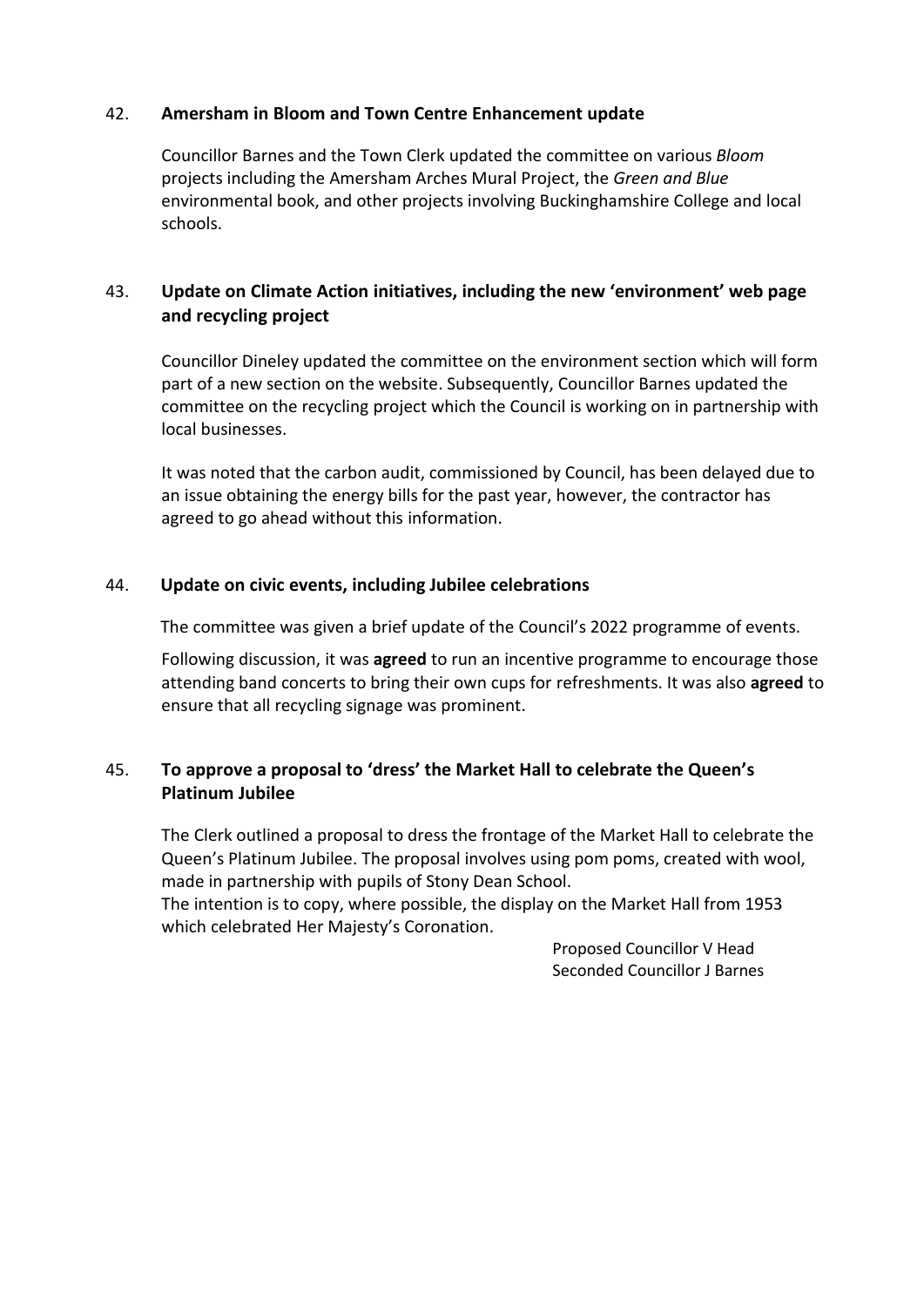### 42. Amersham in Bloom and Town Centre Enhancement update

Councillor Barnes and the Town Clerk updated the committee on various *Bloom* projects including the Amersham Arches Mural Project, the *Green and Blue* environmental book, and other projects involving Buckinghamshire College and local schools.

### 43. Update on Climate Action initiatives, including the new 'environment' web page and recycling project

Councillor Dineley updated the committee on the environment section which will form part of a new section on the website. Subsequently, Councillor Barnes updated the committee on the recycling project which the Council is working on in partnership with local businesses.

It was noted that the carbon audit, commissioned by Council, has been delayed due to an issue obtaining the energy bills for the past year, however, the contractor has agreed to go ahead without this information.

### 44. Update on civic events, including Jubilee celebrations

The committee was given a brief update of the Council's 2022 programme of events.

Following discussion, it was **agreed** to run an incentive programme to encourage those attending band concerts to bring their own cups for refreshments. It was also **agreed** to ensure that all recycling signage was prominent.

### 45. To approve a proposal to 'dress' the Market Hall to celebrate the Queen's Platinum Jubilee

The Clerk outlined a proposal to dress the frontage of the Market Hall to celebrate the Queen's Platinum Jubilee. The proposal involves using pom poms, created with wool, made in partnership with pupils of Stony Dean School.
The intention is to copy, where possible, the display on the Market Hall from 1953 which celebrated Her Majesty's Coronation.

Proposed Councillor V Head
Seconded Councillor J Barnes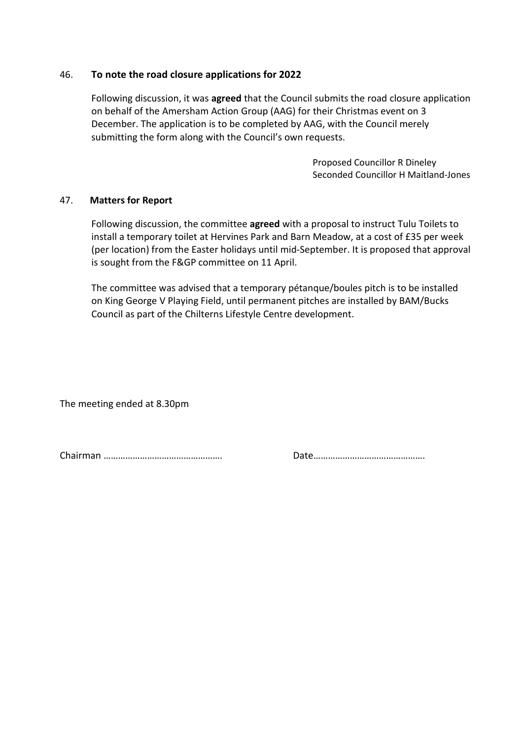46. **To note the road closure applications for 2022**

Following discussion, it was **agreed** that the Council submits the road closure application on behalf of the Amersham Action Group (AAG) for their Christmas event on 3 December. The application is to be completed by AAG, with the Council merely submitting the form along with the Council's own requests.

Proposed Councillor R Dineley
Seconded Councillor H Maitland-Jones

47. **Matters for Report**

Following discussion, the committee **agreed** with a proposal to instruct Tulu Toilets to install a temporary toilet at Hervines Park and Barn Meadow, at a cost of £35 per week (per location) from the Easter holidays until mid-September. It is proposed that approval is sought from the F&GP committee on 11 April.

The committee was advised that a temporary pétanque/boules pitch is to be installed on King George V Playing Field, until permanent pitches are installed by BAM/Bucks Council as part of the Chilterns Lifestyle Centre development.

The meeting ended at 8.30pm

Chairman ………………………………………… Date……………………………………….